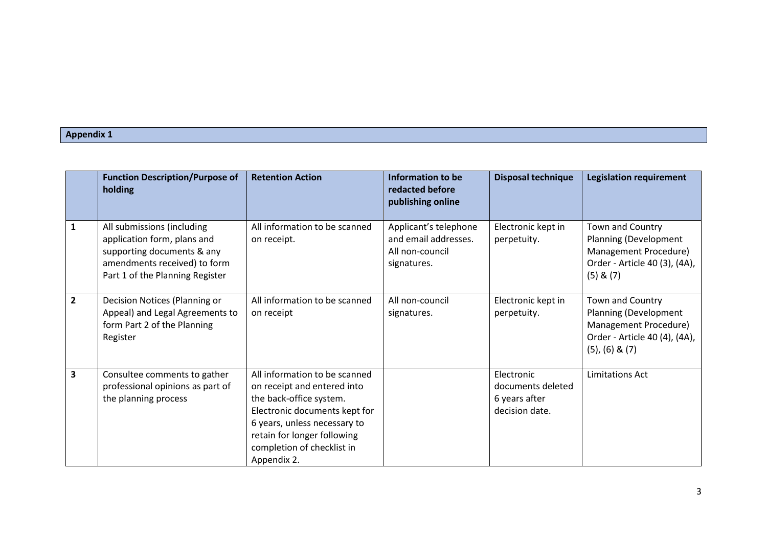**Appendix 1**

| | Function Description/Purpose of holding | Retention Action | Information to be redacted before publishing online | Disposal technique | Legislation requirement |
|---|---|---|---|---|---|
| **1** | All submissions (including application form, plans and supporting documents & any amendments received) to form Part 1 of the Planning Register | All information to be scanned on receipt. | Applicant's telephone and email addresses. All non-council signatures. | Electronic kept in perpetuity. | Town and Country Planning (Development Management Procedure) Order - Article 40 (3), (4A), (5) & (7) |
| **2** | Decision Notices (Planning or Appeal) and Legal Agreements to form Part 2 of the Planning Register | All information to be scanned on receipt | All non-council signatures. | Electronic kept in perpetuity. | Town and Country Planning (Development Management Procedure) Order - Article 40 (4), (4A), (5), (6) & (7) |
| **3** | Consultee comments to gather professional opinions as part of the planning process | All information to be scanned on receipt and entered into the back-office system. Electronic documents kept for 6 years, unless necessary to retain for longer following completion of checklist in Appendix 2. | | Electronic documents deleted 6 years after decision date. | Limitations Act |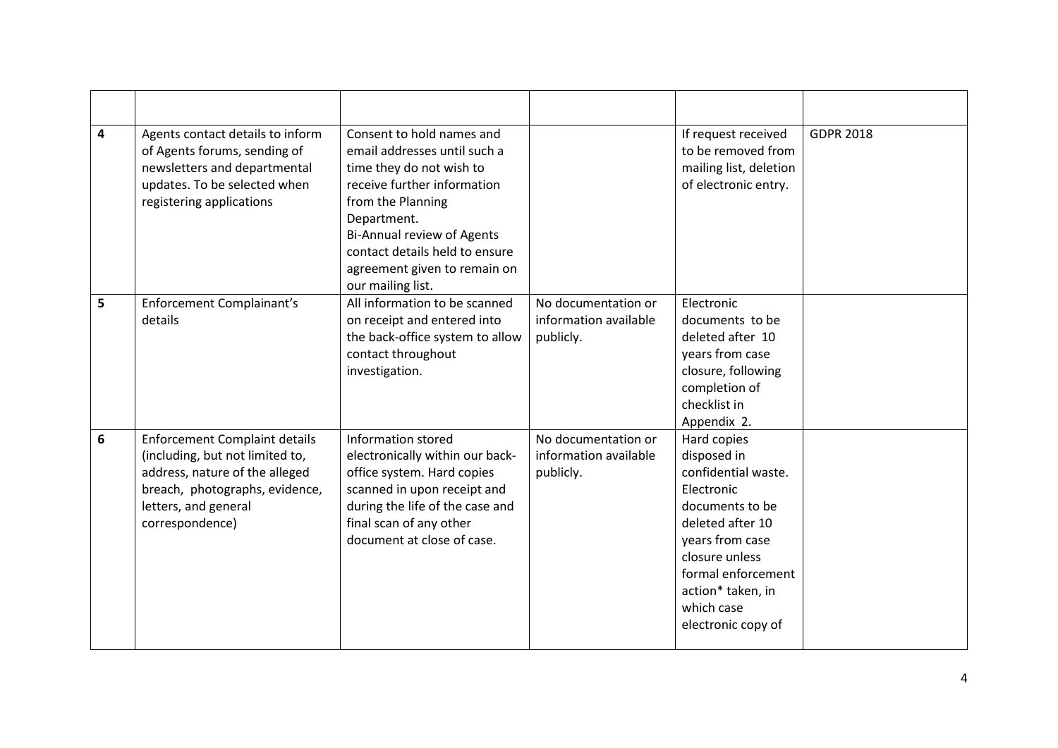| | | | | | |
|---|---|---|---|---|---|
| **4** | Agents contact details to inform of Agents forums, sending of newsletters and departmental updates. To be selected when registering applications | Consent to hold names and email addresses until such a time they do not wish to receive further information from the Planning Department.<br>Bi-Annual review of Agents contact details held to ensure agreement given to remain on our mailing list. | | If request received to be removed from mailing list, deletion of electronic entry. | GDPR 2018 |
| **5** | Enforcement Complainant's details | All information to be scanned on receipt and entered into the back-office system to allow contact throughout investigation. | No documentation or information available publicly. | Electronic documents to be deleted after 10 years from case closure, following completion of checklist in Appendix 2. | |
| **6** | Enforcement Complaint details (including, but not limited to, address, nature of the alleged breach, photographs, evidence, letters, and general correspondence) | Information stored electronically within our back-office system. Hard copies scanned in upon receipt and during the life of the case and final scan of any other document at close of case. | No documentation or information available publicly. | Hard copies disposed in confidential waste. Electronic documents to be deleted after 10 years from case closure unless formal enforcement action* taken, in which case electronic copy of | |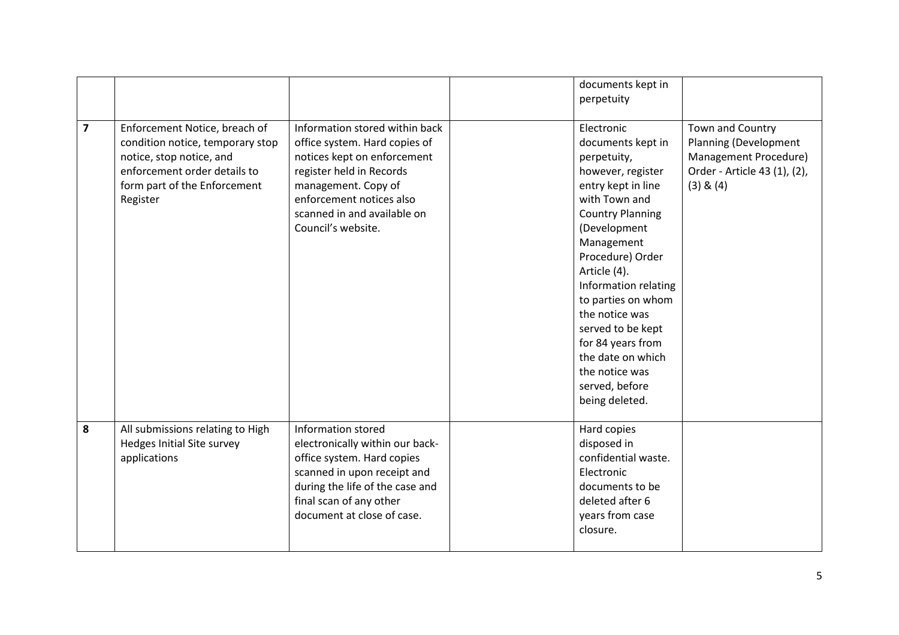| | | | | | |
|---|---|---|---|---|---|
| | | | | documents kept in perpetuity | |
| **7** | Enforcement Notice, breach of condition notice, temporary stop notice, stop notice, and enforcement order details to form part of the Enforcement Register | Information stored within back office system. Hard copies of notices kept on enforcement register held in Records management. Copy of enforcement notices also scanned in and available on Council's website. | | Electronic documents kept in perpetuity, however, register entry kept in line with Town and Country Planning (Development Management Procedure) Order Article (4). Information relating to parties on whom the notice was served to be kept for 84 years from the date on which the notice was served, before being deleted. | Town and Country Planning (Development Management Procedure) Order - Article 43 (1), (2), (3) & (4) |
| **8** | All submissions relating to High Hedges Initial Site survey applications | Information stored electronically within our back-office system. Hard copies scanned in upon receipt and during the life of the case and final scan of any other document at close of case. | | Hard copies disposed in confidential waste. Electronic documents to be deleted after 6 years from case closure. | |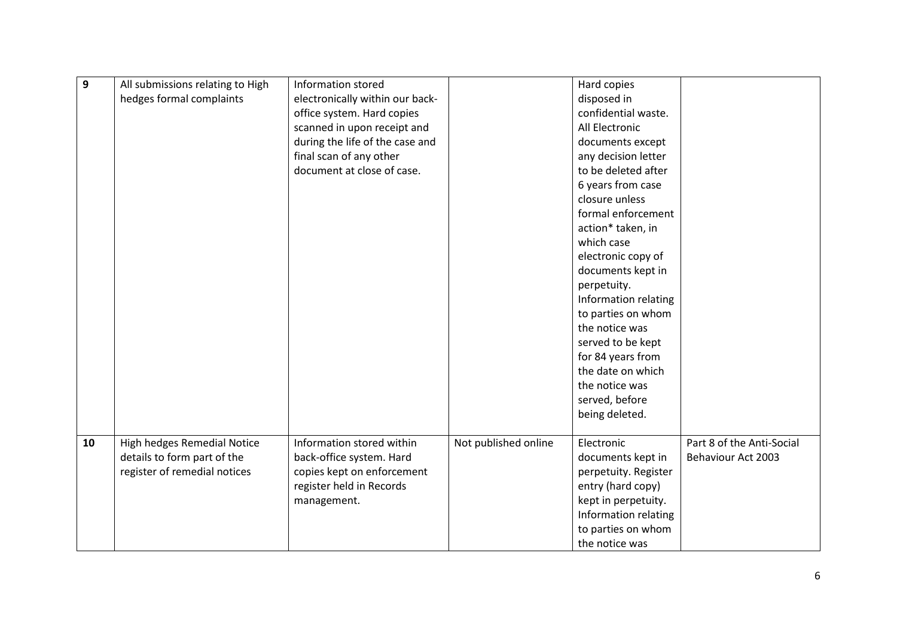| 9 | All submissions relating to High hedges formal complaints | Information stored electronically within our back-office system. Hard copies scanned in upon receipt and during the life of the case and final scan of any other document at close of case. | | Hard copies disposed in confidential waste. All Electronic documents except any decision letter to be deleted after 6 years from case closure unless formal enforcement action* taken, in which case electronic copy of documents kept in perpetuity. Information relating to parties on whom the notice was served to be kept for 84 years from the date on which the notice was served, before being deleted. | |
|---|---|---|---|---|---|
| 10 | High hedges Remedial Notice details to form part of the register of remedial notices | Information stored within back-office system. Hard copies kept on enforcement register held in Records management. | Not published online | Electronic documents kept in perpetuity. Register entry (hard copy) kept in perpetuity. Information relating to parties on whom the notice was | Part 8 of the Anti-Social Behaviour Act 2003 |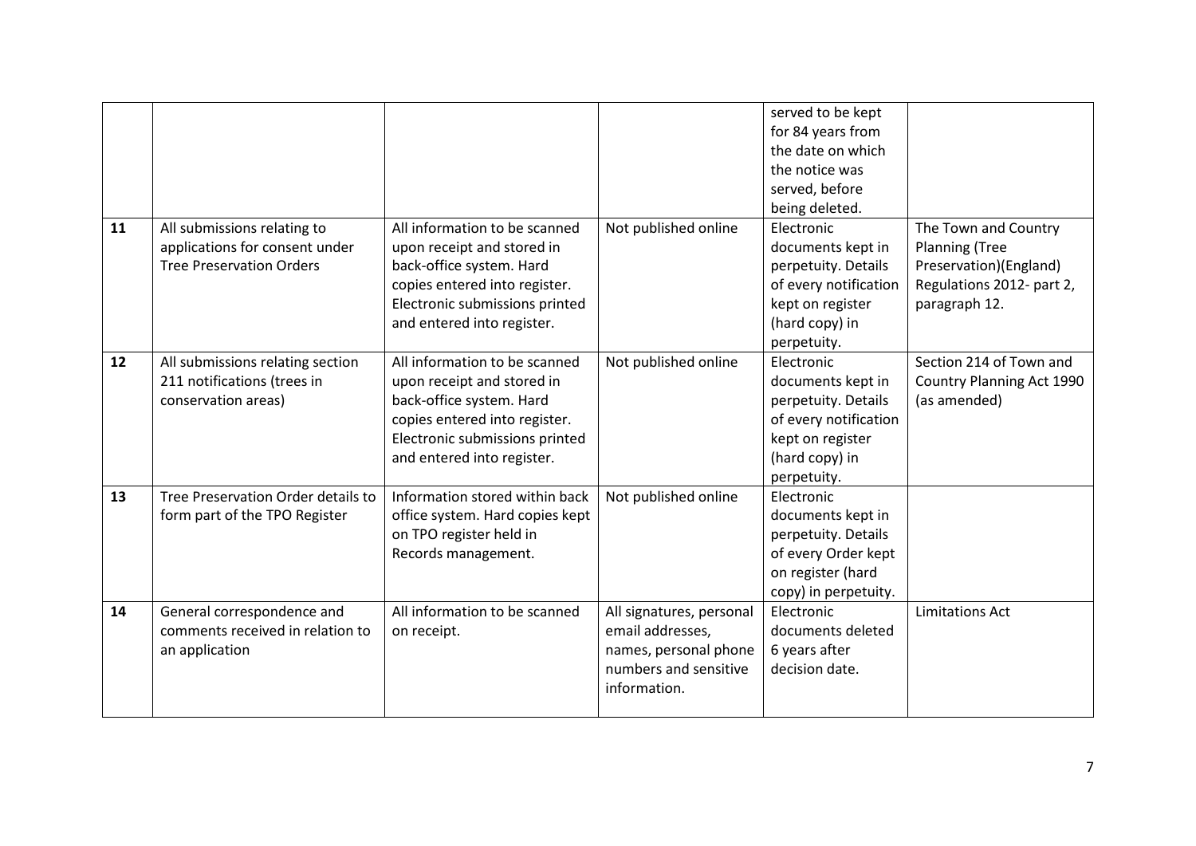| | | | | | |
|---|---|---|---|---|---|
| | | | | served to be kept for 84 years from the date on which the notice was served, before being deleted. | |
| 11 | All submissions relating to applications for consent under Tree Preservation Orders | All information to be scanned upon receipt and stored in back-office system. Hard copies entered into register. Electronic submissions printed and entered into register. | Not published online | Electronic documents kept in perpetuity. Details of every notification kept on register (hard copy) in perpetuity. | The Town and Country Planning (Tree Preservation)(England) Regulations 2012- part 2, paragraph 12. |
| 12 | All submissions relating section 211 notifications (trees in conservation areas) | All information to be scanned upon receipt and stored in back-office system. Hard copies entered into register. Electronic submissions printed and entered into register. | Not published online | Electronic documents kept in perpetuity. Details of every notification kept on register (hard copy) in perpetuity. | Section 214 of Town and Country Planning Act 1990 (as amended) |
| 13 | Tree Preservation Order details to form part of the TPO Register | Information stored within back office system. Hard copies kept on TPO register held in Records management. | Not published online | Electronic documents kept in perpetuity. Details of every Order kept on register (hard copy) in perpetuity. | |
| 14 | General correspondence and comments received in relation to an application | All information to be scanned on receipt. | All signatures, personal email addresses, names, personal phone numbers and sensitive information. | Electronic documents deleted 6 years after decision date. | Limitations Act |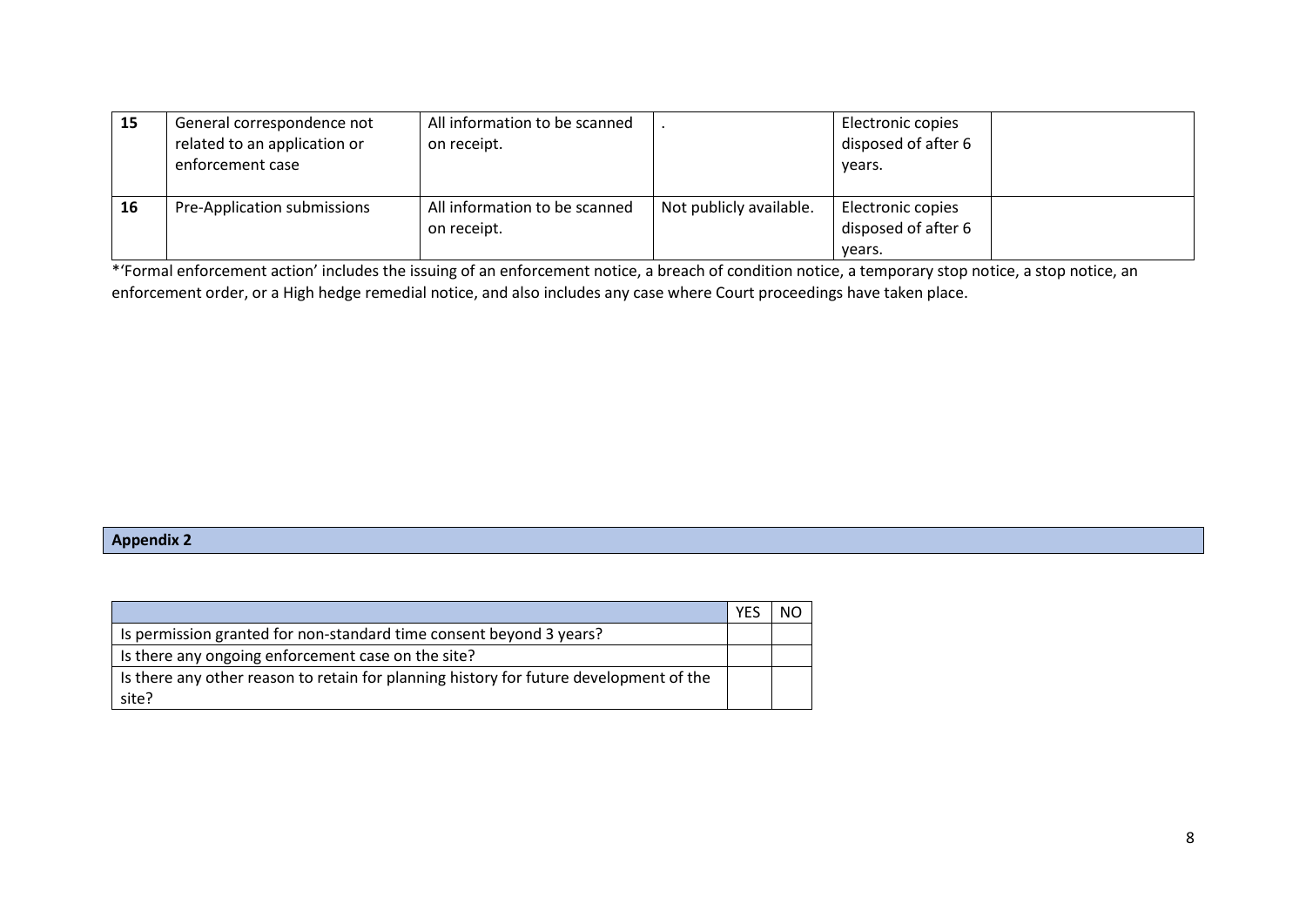| | | | | | |
|---|---|---|---|---|---|
| **15** | General correspondence not related to an application or enforcement case | All information to be scanned on receipt. | . | Electronic copies disposed of after 6 years. | |
| **16** | Pre-Application submissions | All information to be scanned on receipt. | Not publicly available. | Electronic copies disposed of after 6 years. | |

*'Formal enforcement action' includes the issuing of an enforcement notice, a breach of condition notice, a temporary stop notice, a stop notice, an enforcement order, or a High hedge remedial notice, and also includes any case where Court proceedings have taken place.

**Appendix 2**

| | YES | NO |
|---|---|---|
| Is permission granted for non-standard time consent beyond 3 years? | | |
| Is there any ongoing enforcement case on the site? | | |
| Is there any other reason to retain for planning history for future development of the site? | | |